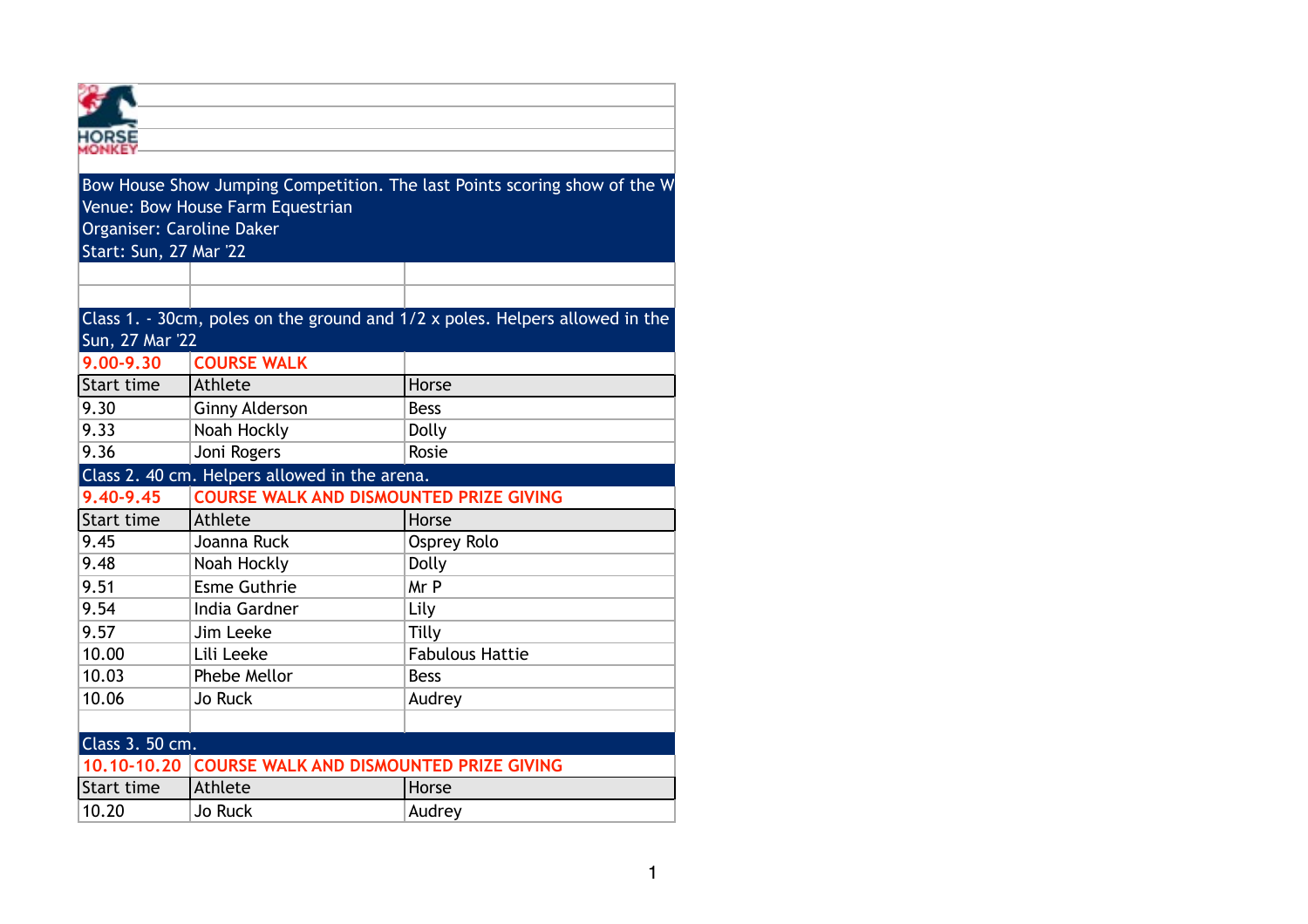HORSE MONKEY

**Bow House Show Jumping Competition. The last Points scoring show of the W**
**Venue: Bow House Farm Equestrian**
**Organiser: Caroline Daker**
**Start: Sun, 27 Mar '22**

**Class 1. - 30cm, poles on the ground and 1/2 x poles. Helpers allowed in the**
**Sun, 27 Mar '22**

**9.00-9.30 COURSE WALK**

| Start time | Athlete | Horse |
| --- | --- | --- |
| 9.30 | Ginny Alderson | Bess |
| 9.33 | Noah Hockly | Dolly |
| 9.36 | Joni Rogers | Rosie |

**Class 2. 40 cm. Helpers allowed in the arena.**

**9.40-9.45 COURSE WALK AND DISMOUNTED PRIZE GIVING**

| Start time | Athlete | Horse |
| --- | --- | --- |
| 9.45 | Joanna Ruck | Osprey Rolo |
| 9.48 | Noah Hockly | Dolly |
| 9.51 | Esme Guthrie | Mr P |
| 9.54 | India Gardner | Lily |
| 9.57 | Jim Leeke | Tilly |
| 10.00 | Lili Leeke | Fabulous Hattie |
| 10.03 | Phebe Mellor | Bess |
| 10.06 | Jo Ruck | Audrey |

**Class 3. 50 cm.**

**10.10-10.20 COURSE WALK AND DISMOUNTED PRIZE GIVING**

| Start time | Athlete | Horse |
| --- | --- | --- |
| 10.20 | Jo Ruck | Audrey |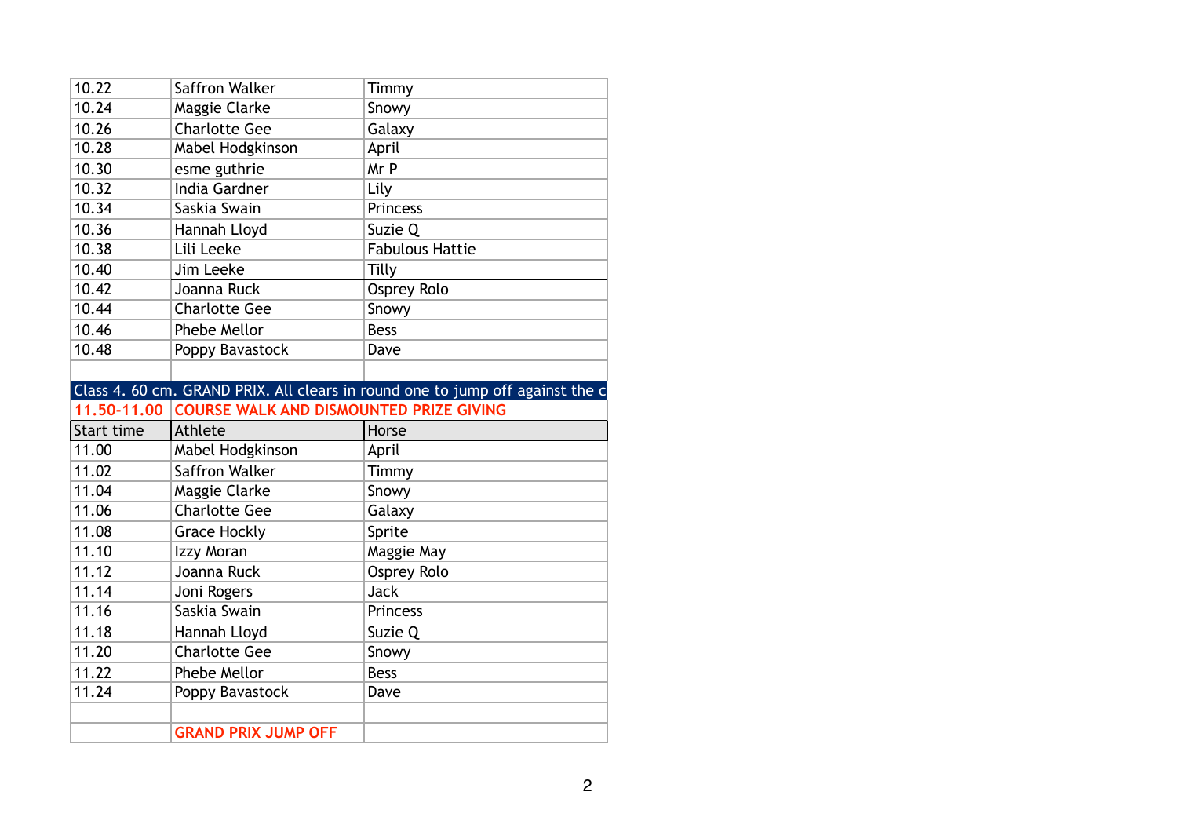| | | |
|---|---|---|
| 10.22 | Saffron Walker | Timmy |
| 10.24 | Maggie Clarke | Snowy |
| 10.26 | Charlotte Gee | Galaxy |
| 10.28 | Mabel Hodgkinson | April |
| 10.30 | esme guthrie | Mr P |
| 10.32 | India Gardner | Lily |
| 10.34 | Saskia Swain | Princess |
| 10.36 | Hannah Lloyd | Suzie Q |
| 10.38 | Lili Leeke | Fabulous Hattie |
| 10.40 | Jim Leeke | Tilly |
| 10.42 | Joanna Ruck | Osprey Rolo |
| 10.44 | Charlotte Gee | Snowy |
| 10.46 | Phebe Mellor | Bess |
| 10.48 | Poppy Bavastock | Dave |
| | | |

Class 4. 60 cm. GRAND PRIX. All clears in round one to jump off against the c

**11.50-11.00 COURSE WALK AND DISMOUNTED PRIZE GIVING**

| Start time | Athlete | Horse |
|---|---|---|
| 11.00 | Mabel Hodgkinson | April |
| 11.02 | Saffron Walker | Timmy |
| 11.04 | Maggie Clarke | Snowy |
| 11.06 | Charlotte Gee | Galaxy |
| 11.08 | Grace Hockly | Sprite |
| 11.10 | Izzy Moran | Maggie May |
| 11.12 | Joanna Ruck | Osprey Rolo |
| 11.14 | Joni Rogers | Jack |
| 11.16 | Saskia Swain | Princess |
| 11.18 | Hannah Lloyd | Suzie Q |
| 11.20 | Charlotte Gee | Snowy |
| 11.22 | Phebe Mellor | Bess |
| 11.24 | Poppy Bavastock | Dave |
| | | |
| | **GRAND PRIX JUMP OFF** | |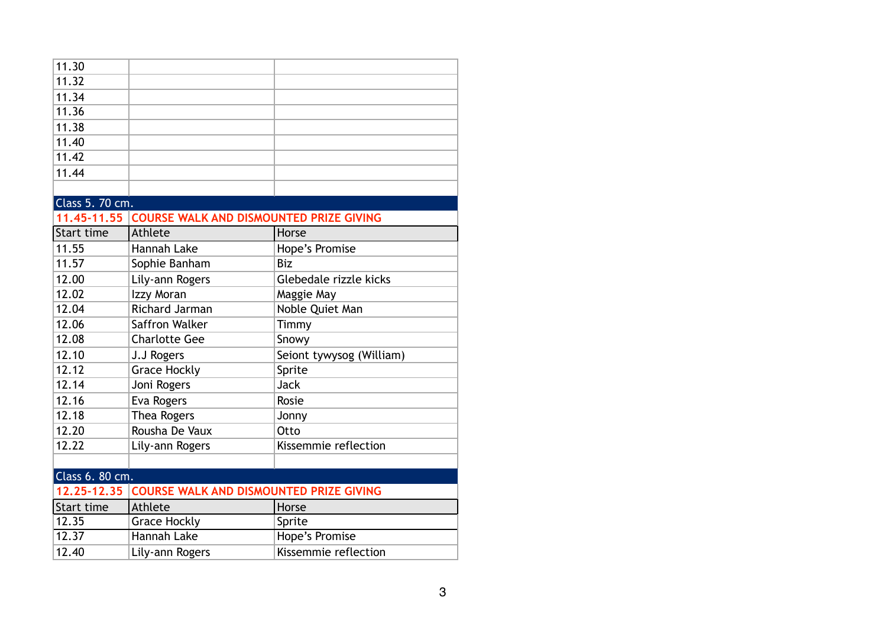| | | |
|---|---|---|
| 11.30 | | |
| 11.32 | | |
| 11.34 | | |
| 11.36 | | |
| 11.38 | | |
| 11.40 | | |
| 11.42 | | |
| 11.44 | | |

**Class 5. 70 cm.**

**11.45-11.55 COURSE WALK AND DISMOUNTED PRIZE GIVING**

| Start time | Athlete | Horse |
|---|---|---|
| 11.55 | Hannah Lake | Hope's Promise |
| 11.57 | Sophie Banham | Biz |
| 12.00 | Lily-ann Rogers | Glebedale rizzle kicks |
| 12.02 | Izzy Moran | Maggie May |
| 12.04 | Richard Jarman | Noble Quiet Man |
| 12.06 | Saffron Walker | Timmy |
| 12.08 | Charlotte Gee | Snowy |
| 12.10 | J.J Rogers | Seiont tywysog (William) |
| 12.12 | Grace Hockly | Sprite |
| 12.14 | Joni Rogers | Jack |
| 12.16 | Eva Rogers | Rosie |
| 12.18 | Thea Rogers | Jonny |
| 12.20 | Rousha De Vaux | Otto |
| 12.22 | Lily-ann Rogers | Kissemmie reflection |

**Class 6. 80 cm.**

**12.25-12.35 COURSE WALK AND DISMOUNTED PRIZE GIVING**

| Start time | Athlete | Horse |
|---|---|---|
| 12.35 | Grace Hockly | Sprite |
| 12.37 | Hannah Lake | Hope's Promise |
| 12.40 | Lily-ann Rogers | Kissemmie reflection |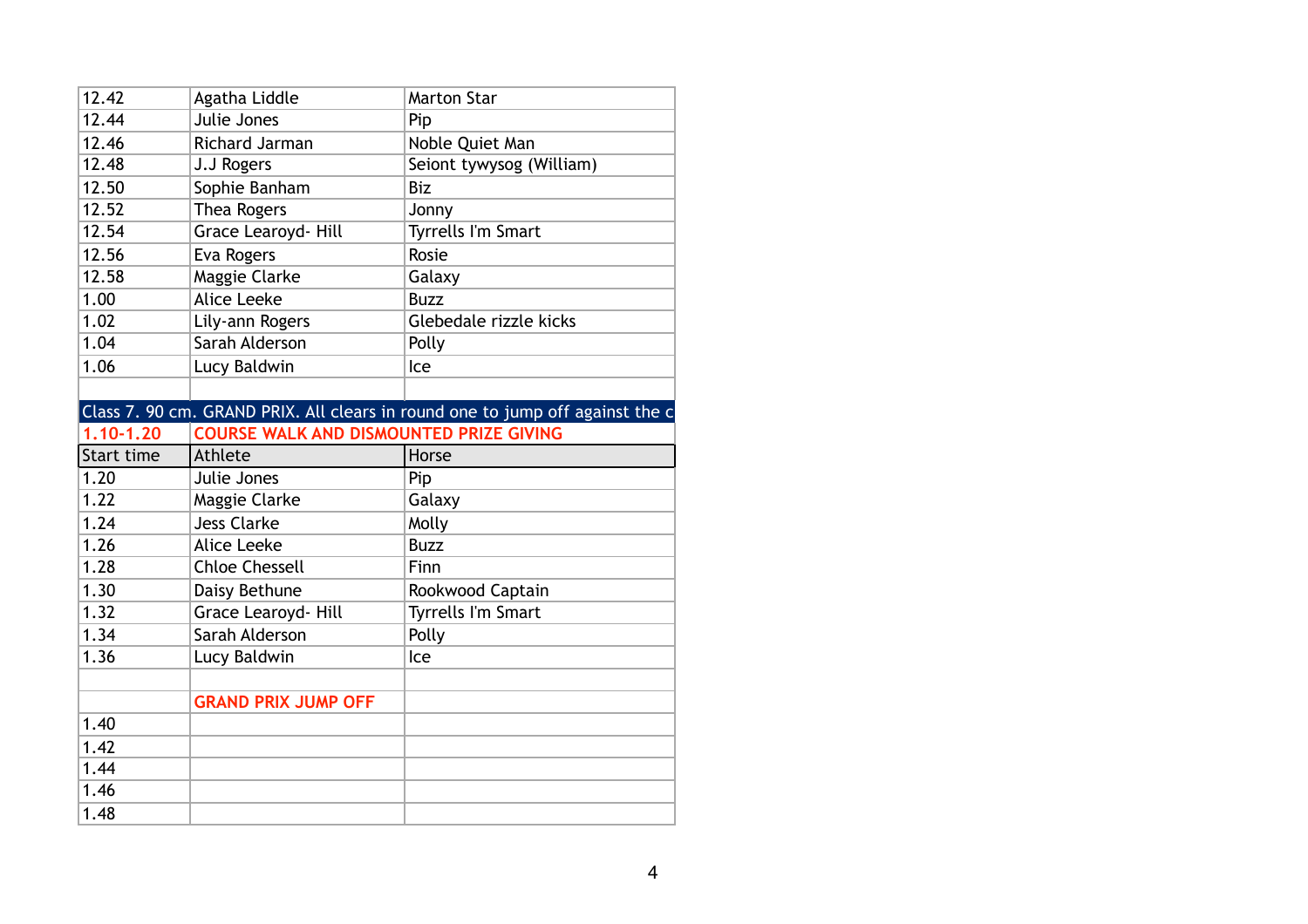| | | |
|---|---|---|
| 12.42 | Agatha Liddle | Marton Star |
| 12.44 | Julie Jones | Pip |
| 12.46 | Richard Jarman | Noble Quiet Man |
| 12.48 | J.J Rogers | Seiont tywysog (William) |
| 12.50 | Sophie Banham | Biz |
| 12.52 | Thea Rogers | Jonny |
| 12.54 | Grace Learoyd- Hill | Tyrrells I'm Smart |
| 12.56 | Eva Rogers | Rosie |
| 12.58 | Maggie Clarke | Galaxy |
| 1.00 | Alice Leeke | Buzz |
| 1.02 | Lily-ann Rogers | Glebedale rizzle kicks |
| 1.04 | Sarah Alderson | Polly |
| 1.06 | Lucy Baldwin | Ice |

**Class 7. 90 cm. GRAND PRIX. All clears in round one to jump off against the c**

**1.10-1.20 COURSE WALK AND DISMOUNTED PRIZE GIVING**

| Start time | Athlete | Horse |
|---|---|---|
| 1.20 | Julie Jones | Pip |
| 1.22 | Maggie Clarke | Galaxy |
| 1.24 | Jess Clarke | Molly |
| 1.26 | Alice Leeke | Buzz |
| 1.28 | Chloe Chessell | Finn |
| 1.30 | Daisy Bethune | Rookwood Captain |
| 1.32 | Grace Learoyd- Hill | Tyrrells I'm Smart |
| 1.34 | Sarah Alderson | Polly |
| 1.36 | Lucy Baldwin | Ice |
| | | |
| | **GRAND PRIX JUMP OFF** | |
| 1.40 | | |
| 1.42 | | |
| 1.44 | | |
| 1.46 | | |
| 1.48 | | |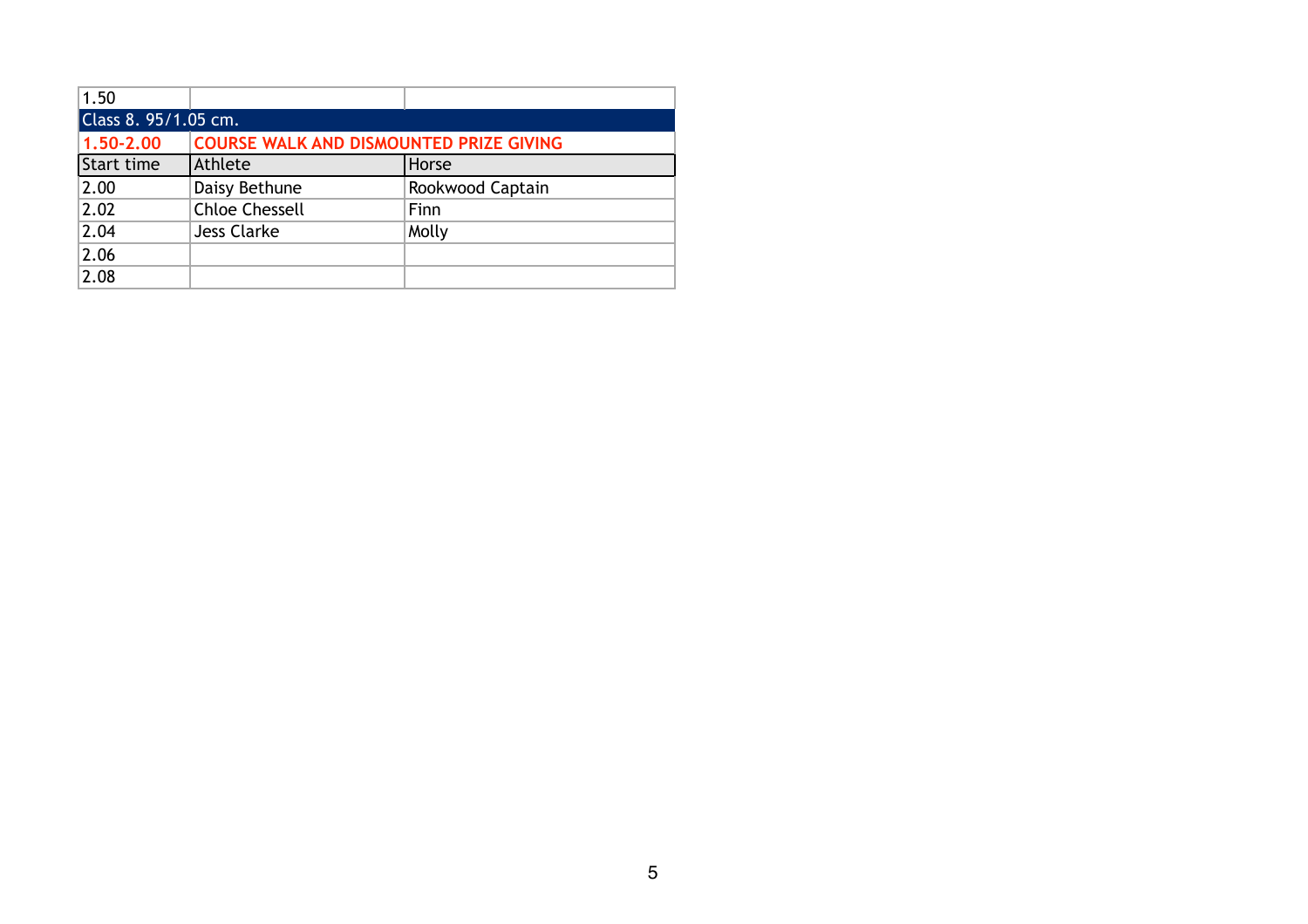| | | |
|---|---|---|
| 1.50 | | |
| Class 8. 95/1.05 cm. | | |
| **1.50-2.00** | **COURSE WALK AND DISMOUNTED PRIZE GIVING** | |
| Start time | Athlete | Horse |
| 2.00 | Daisy Bethune | Rookwood Captain |
| 2.02 | Chloe Chessell | Finn |
| 2.04 | Jess Clarke | Molly |
| 2.06 | | |
| 2.08 | | |